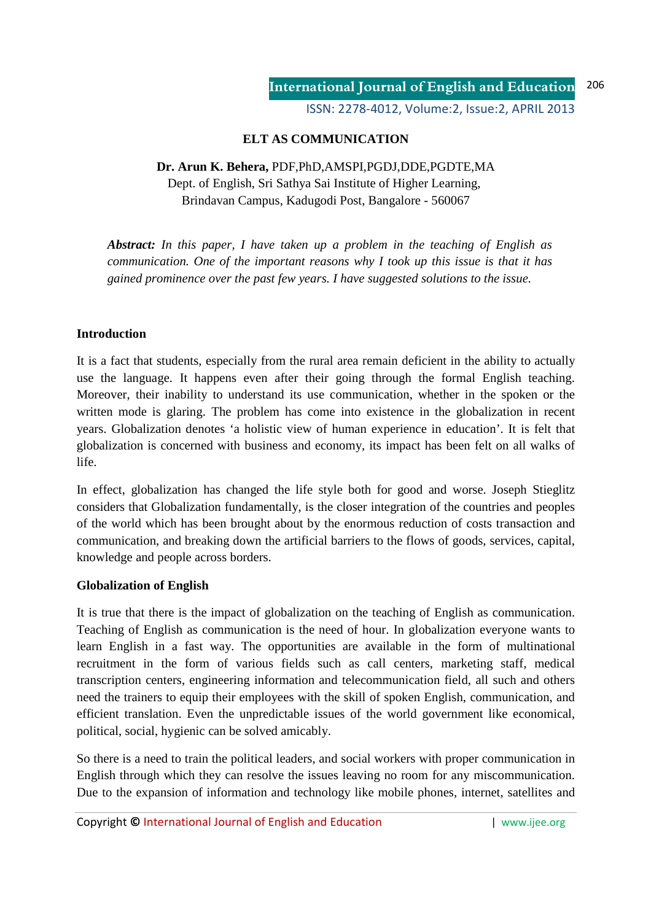# ELT AS COMMUNICATION

**Dr. Arun K. Behera,** PDF,PhD,AMSPI,PGDJ,DDE,PGDTE,MA
Dept. of English, Sri Sathya Sai Institute of Higher Learning,
Brindavan Campus, Kadugodi Post, Bangalore - 560067

***Abstract:*** *In this paper, I have taken up a problem in the teaching of English as communication. One of the important reasons why I took up this issue is that it has gained prominence over the past few years. I have suggested solutions to the issue.*

## Introduction

It is a fact that students, especially from the rural area remain deficient in the ability to actually use the language. It happens even after their going through the formal English teaching. Moreover, their inability to understand its use communication, whether in the spoken or the written mode is glaring. The problem has come into existence in the globalization in recent years. Globalization denotes 'a holistic view of human experience in education'. It is felt that globalization is concerned with business and economy, its impact has been felt on all walks of life.

In effect, globalization has changed the life style both for good and worse. Joseph Stieglitz considers that Globalization fundamentally, is the closer integration of the countries and peoples of the world which has been brought about by the enormous reduction of costs transaction and communication, and breaking down the artificial barriers to the flows of goods, services, capital, knowledge and people across borders.

## Globalization of English

It is true that there is the impact of globalization on the teaching of English as communication. Teaching of English as communication is the need of hour. In globalization everyone wants to learn English in a fast way. The opportunities are available in the form of multinational recruitment in the form of various fields such as call centers, marketing staff, medical transcription centers, engineering information and telecommunication field, all such and others need the trainers to equip their employees with the skill of spoken English, communication, and efficient translation. Even the unpredictable issues of the world government like economical, political, social, hygienic can be solved amicably.

So there is a need to train the political leaders, and social workers with proper communication in English through which they can resolve the issues leaving no room for any miscommunication. Due to the expansion of information and technology like mobile phones, internet, satellites and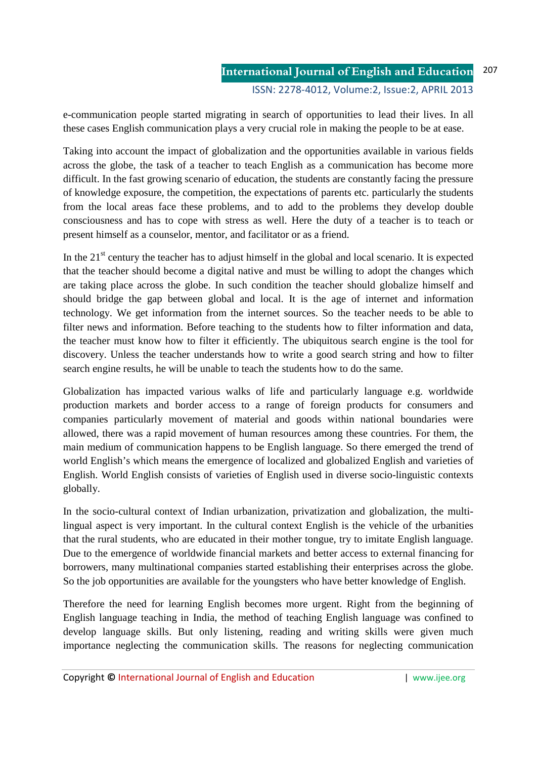e-communication people started migrating in search of opportunities to lead their lives. In all these cases English communication plays a very crucial role in making the people to be at ease.

Taking into account the impact of globalization and the opportunities available in various fields across the globe, the task of a teacher to teach English as a communication has become more difficult. In the fast growing scenario of education, the students are constantly facing the pressure of knowledge exposure, the competition, the expectations of parents etc. particularly the students from the local areas face these problems, and to add to the problems they develop double consciousness and has to cope with stress as well. Here the duty of a teacher is to teach or present himself as a counselor, mentor, and facilitator or as a friend.

In the 21st century the teacher has to adjust himself in the global and local scenario. It is expected that the teacher should become a digital native and must be willing to adopt the changes which are taking place across the globe. In such condition the teacher should globalize himself and should bridge the gap between global and local. It is the age of internet and information technology. We get information from the internet sources. So the teacher needs to be able to filter news and information. Before teaching to the students how to filter information and data, the teacher must know how to filter it efficiently. The ubiquitous search engine is the tool for discovery. Unless the teacher understands how to write a good search string and how to filter search engine results, he will be unable to teach the students how to do the same.

Globalization has impacted various walks of life and particularly language e.g. worldwide production markets and border access to a range of foreign products for consumers and companies particularly movement of material and goods within national boundaries were allowed, there was a rapid movement of human resources among these countries. For them, the main medium of communication happens to be English language. So there emerged the trend of world English's which means the emergence of localized and globalized English and varieties of English. World English consists of varieties of English used in diverse socio-linguistic contexts globally.

In the socio-cultural context of Indian urbanization, privatization and globalization, the multi-lingual aspect is very important. In the cultural context English is the vehicle of the urbanities that the rural students, who are educated in their mother tongue, try to imitate English language. Due to the emergence of worldwide financial markets and better access to external financing for borrowers, many multinational companies started establishing their enterprises across the globe. So the job opportunities are available for the youngsters who have better knowledge of English.

Therefore the need for learning English becomes more urgent. Right from the beginning of English language teaching in India, the method of teaching English language was confined to develop language skills. But only listening, reading and writing skills were given much importance neglecting the communication skills. The reasons for neglecting communication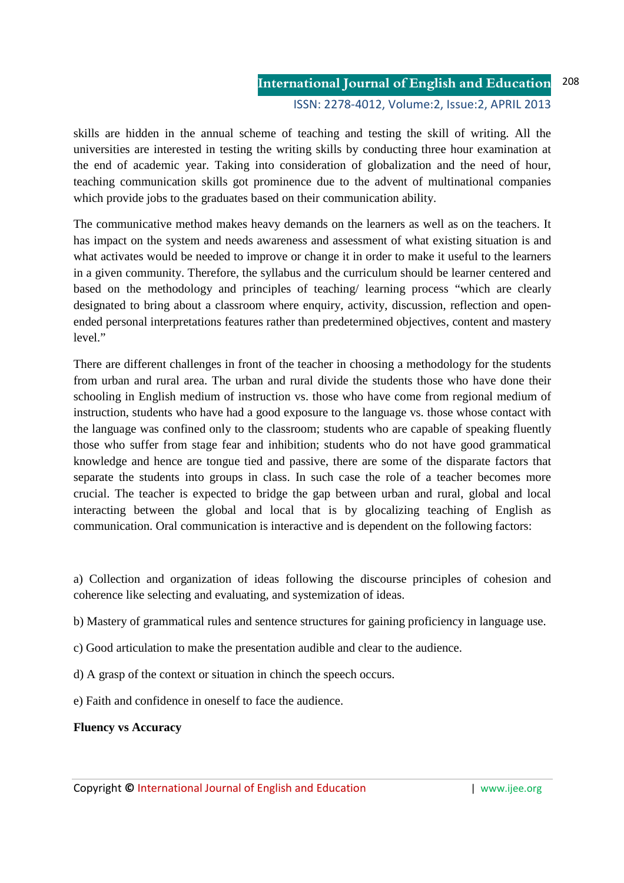skills are hidden in the annual scheme of teaching and testing the skill of writing. All the universities are interested in testing the writing skills by conducting three hour examination at the end of academic year. Taking into consideration of globalization and the need of hour, teaching communication skills got prominence due to the advent of multinational companies which provide jobs to the graduates based on their communication ability.

The communicative method makes heavy demands on the learners as well as on the teachers. It has impact on the system and needs awareness and assessment of what existing situation is and what activates would be needed to improve or change it in order to make it useful to the learners in a given community. Therefore, the syllabus and the curriculum should be learner centered and based on the methodology and principles of teaching/ learning process "which are clearly designated to bring about a classroom where enquiry, activity, discussion, reflection and open-ended personal interpretations features rather than predetermined objectives, content and mastery level."

There are different challenges in front of the teacher in choosing a methodology for the students from urban and rural area. The urban and rural divide the students those who have done their schooling in English medium of instruction vs. those who have come from regional medium of instruction, students who have had a good exposure to the language vs. those whose contact with the language was confined only to the classroom; students who are capable of speaking fluently those who suffer from stage fear and inhibition; students who do not have good grammatical knowledge and hence are tongue tied and passive, there are some of the disparate factors that separate the students into groups in class. In such case the role of a teacher becomes more crucial. The teacher is expected to bridge the gap between urban and rural, global and local interacting between the global and local that is by glocalizing teaching of English as communication. Oral communication is interactive and is dependent on the following factors:

a) Collection and organization of ideas following the discourse principles of cohesion and coherence like selecting and evaluating, and systemization of ideas.

b) Mastery of grammatical rules and sentence structures for gaining proficiency in language use.

c) Good articulation to make the presentation audible and clear to the audience.

d) A grasp of the context or situation in chinch the speech occurs.

e) Faith and confidence in oneself to face the audience.

**Fluency vs Accuracy**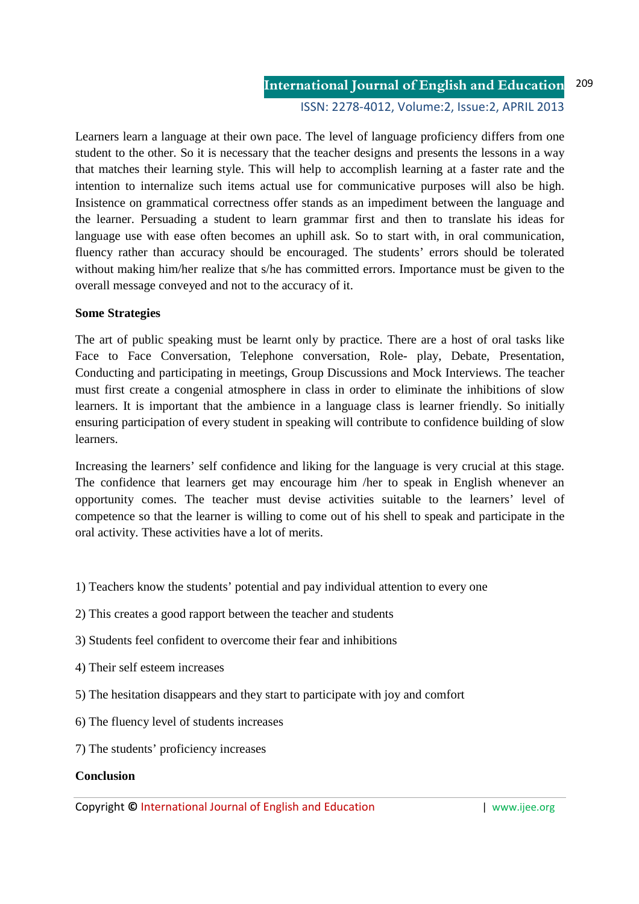Learners learn a language at their own pace. The level of language proficiency differs from one student to the other. So it is necessary that the teacher designs and presents the lessons in a way that matches their learning style. This will help to accomplish learning at a faster rate and the intention to internalize such items actual use for communicative purposes will also be high. Insistence on grammatical correctness offer stands as an impediment between the language and the learner. Persuading a student to learn grammar first and then to translate his ideas for language use with ease often becomes an uphill ask. So to start with, in oral communication, fluency rather than accuracy should be encouraged. The students' errors should be tolerated without making him/her realize that s/he has committed errors. Importance must be given to the overall message conveyed and not to the accuracy of it.

**Some Strategies**

The art of public speaking must be learnt only by practice. There are a host of oral tasks like Face to Face Conversation, Telephone conversation, Role- play, Debate, Presentation, Conducting and participating in meetings, Group Discussions and Mock Interviews. The teacher must first create a congenial atmosphere in class in order to eliminate the inhibitions of slow learners. It is important that the ambience in a language class is learner friendly. So initially ensuring participation of every student in speaking will contribute to confidence building of slow learners.

Increasing the learners' self confidence and liking for the language is very crucial at this stage. The confidence that learners get may encourage him /her to speak in English whenever an opportunity comes. The teacher must devise activities suitable to the learners' level of competence so that the learner is willing to come out of his shell to speak and participate in the oral activity. These activities have a lot of merits.

1) Teachers know the students' potential and pay individual attention to every one

2) This creates a good rapport between the teacher and students

3) Students feel confident to overcome their fear and inhibitions

4) Their self esteem increases

5) The hesitation disappears and they start to participate with joy and comfort

6) The fluency level of students increases

7) The students' proficiency increases

**Conclusion**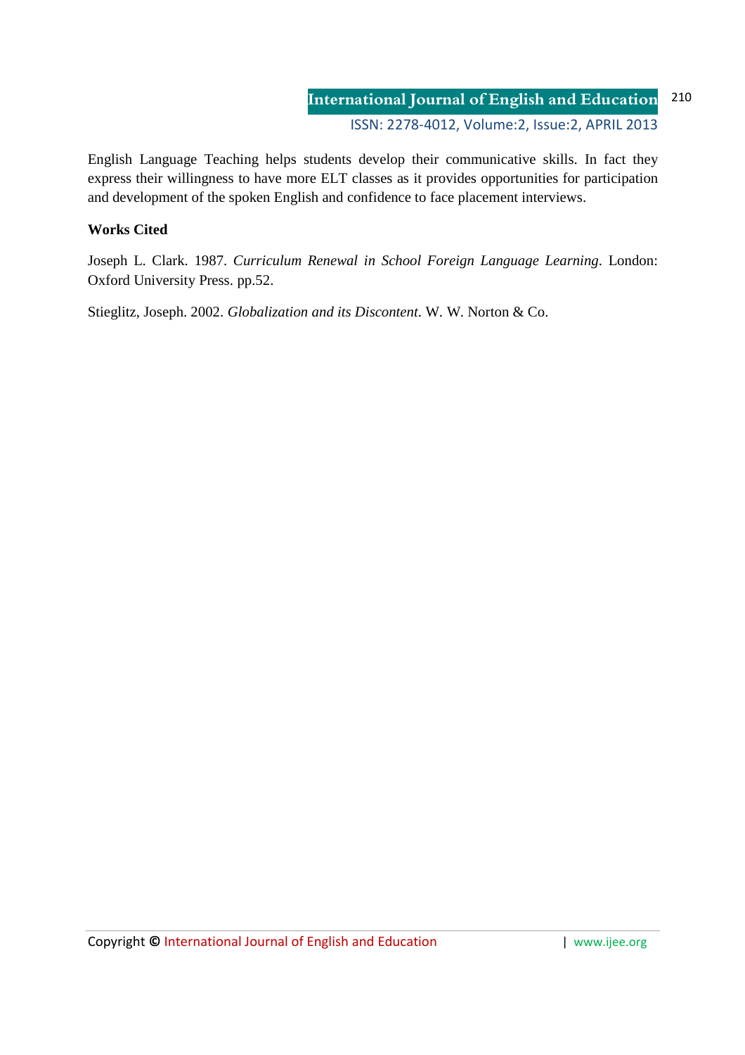English Language Teaching helps students develop their communicative skills. In fact they express their willingness to have more ELT classes as it provides opportunities for participation and development of the spoken English and confidence to face placement interviews.

**Works Cited**

Joseph L. Clark. 1987. *Curriculum Renewal in School Foreign Language Learning*. London: Oxford University Press. pp.52.

Stieglitz, Joseph. 2002. *Globalization and its Discontent*. W. W. Norton & Co.